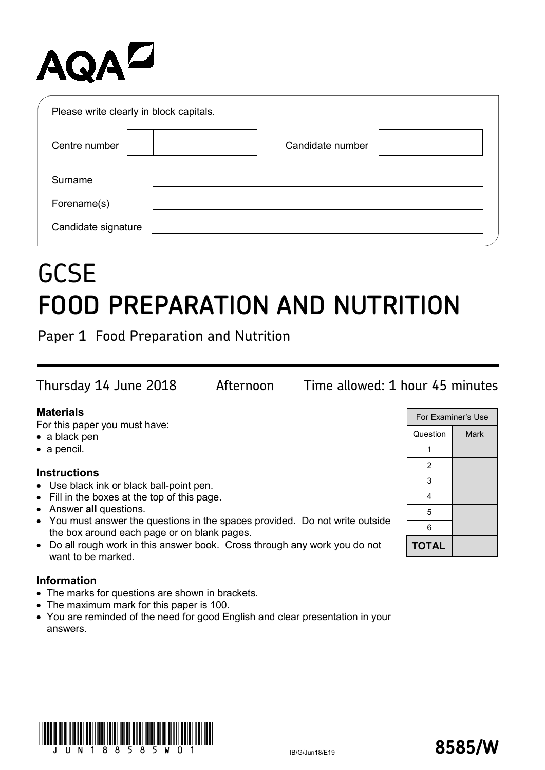AQA

Please write clearly in block capitals.

| Centre number | | | | | | Candidate number | | | | |
|---|---|---|---|---|---|---|---|---|---|---|

Surname ______________________________

Forename(s) ______________________________

Candidate signature ______________________________

# GCSE
# FOOD PREPARATION AND NUTRITION

Paper 1 Food Preparation and Nutrition

Thursday 14 June 2018 Afternoon Time allowed: 1 hour 45 minutes

**Materials**

For this paper you must have:

- a black pen
- a pencil.

**Instructions**

- Use black ink or black ball-point pen.
- Fill in the boxes at the top of this page.
- Answer **all** questions.
- You must answer the questions in the spaces provided. Do not write outside the box around each page or on blank pages.
- Do all rough work in this answer book. Cross through any work you do not want to be marked.

**Information**

- The marks for questions are shown in brackets.
- The maximum mark for this paper is 100.
- You are reminded of the need for good English and clear presentation in your answers.

| For Examiner's Use | |
|---|---|
| Question | Mark |
| 1 | |
| 2 | |
| 3 | |
| 4 | |
| 5 | |
| 6 | |
| **TOTAL** | |

JUN188585W01

IB/G/Jun18/E19

**8585/W**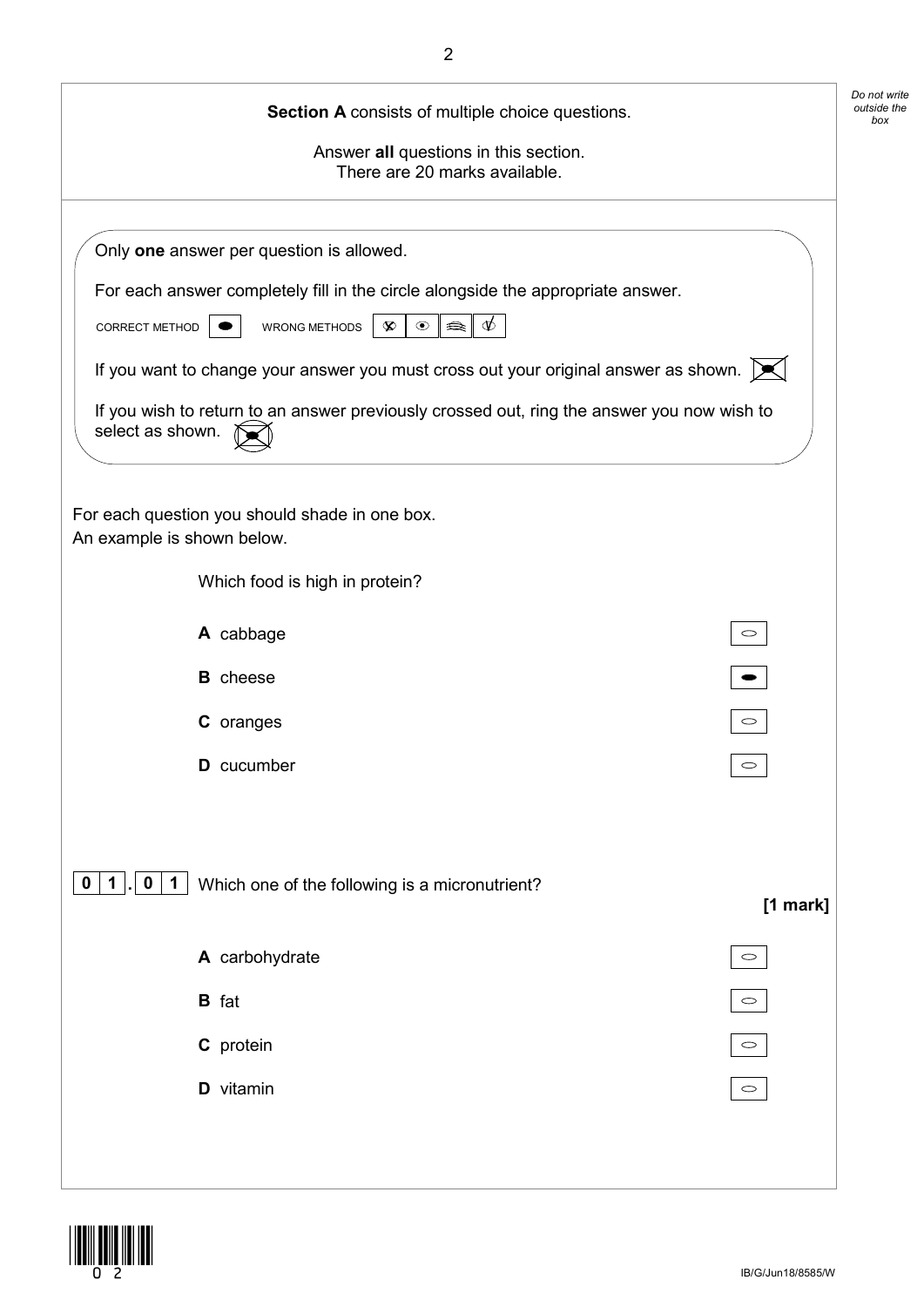**Section A** consists of multiple choice questions.

Answer **all** questions in this section.
There are 20 marks available.

Only **one** answer per question is allowed.

For each answer completely fill in the circle alongside the appropriate answer.

CORRECT METHOD ⬬ WRONG METHODS

If you want to change your answer you must cross out your original answer as shown.

If you wish to return to an answer previously crossed out, ring the answer you now wish to select as shown.

For each question you should shade in one box.
An example is shown below.

Which food is high in protein?

- **A** cabbage ○
- **B** cheese ⬬
- **C** oranges ○
- **D** cucumber ○

**0 1 . 0 1** Which one of the following is a micronutrient?

**[1 mark]**

- **A** carbohydrate ○
- **B** fat ○
- **C** protein ○
- **D** vitamin ○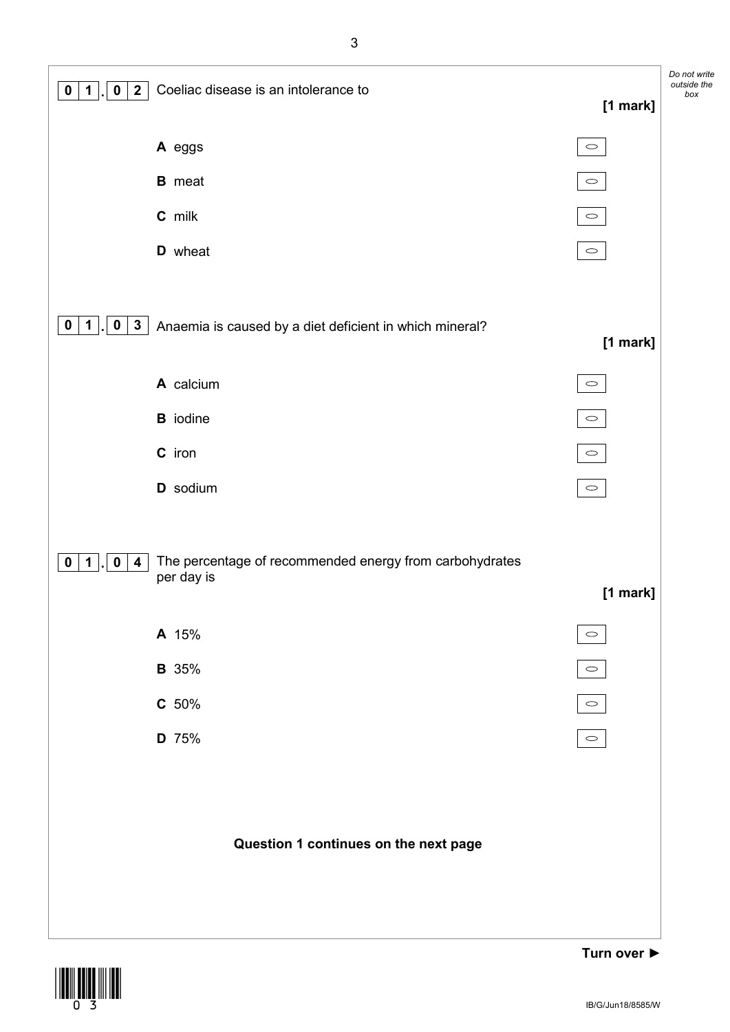**0 1 . 0 2** Coeliac disease is an intolerance to

**[1 mark]**

**A** eggs

**B** meat

**C** milk

**D** wheat

**0 1 . 0 3** Anaemia is caused by a diet deficient in which mineral?

**[1 mark]**

**A** calcium

**B** iodine

**C** iron

**D** sodium

**0 1 . 0 4** The percentage of recommended energy from carbohydrates per day is

**[1 mark]**

**A** 15%

**B** 35%

**C** 50%

**D** 75%

**Question 1 continues on the next page**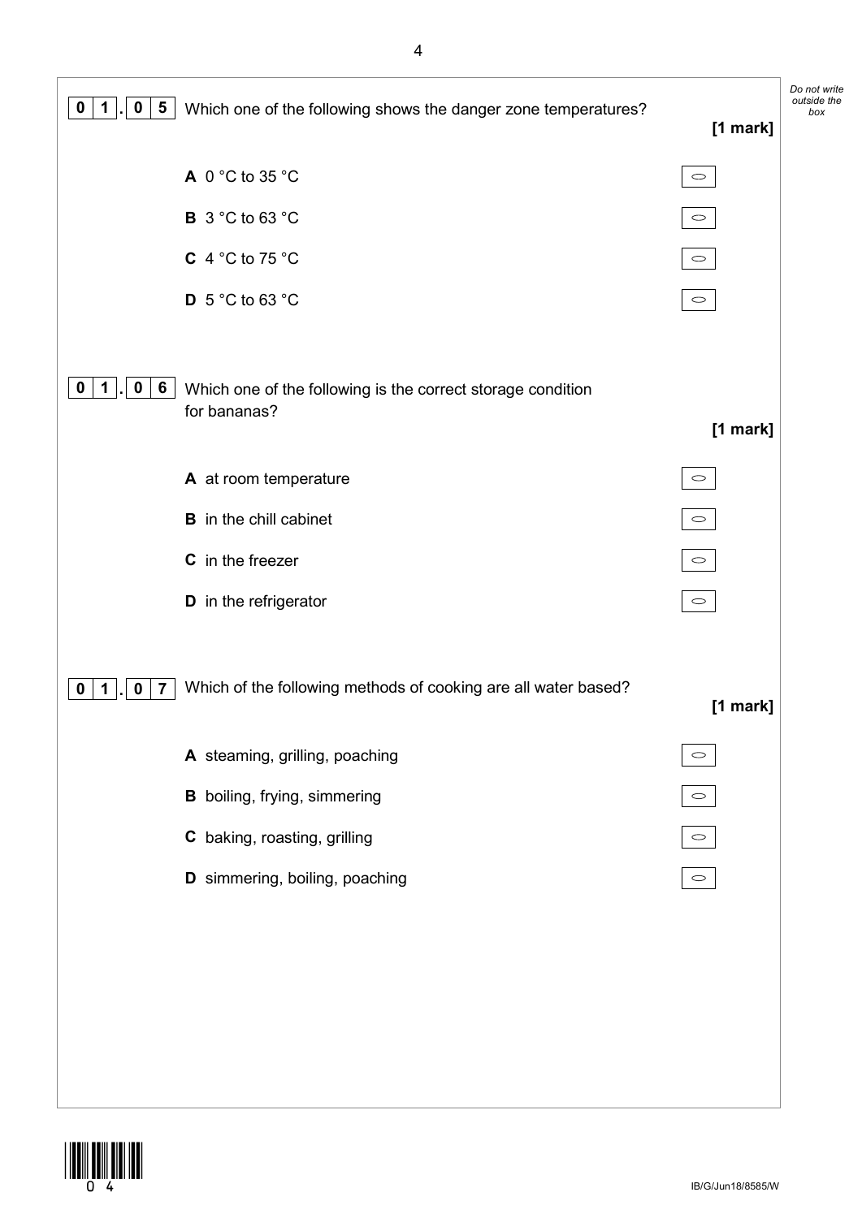**0 1 . 0 5** Which one of the following shows the danger zone temperatures?

**[1 mark]**

**A** 0 °C to 35 °C

**B** 3 °C to 63 °C

**C** 4 °C to 75 °C

**D** 5 °C to 63 °C

**0 1 . 0 6** Which one of the following is the correct storage condition for bananas?

**[1 mark]**

**A** at room temperature

**B** in the chill cabinet

**C** in the freezer

**D** in the refrigerator

**0 1 . 0 7** Which of the following methods of cooking are all water based?

**[1 mark]**

**A** steaming, grilling, poaching

**B** boiling, frying, simmering

**C** baking, roasting, grilling

**D** simmering, boiling, poaching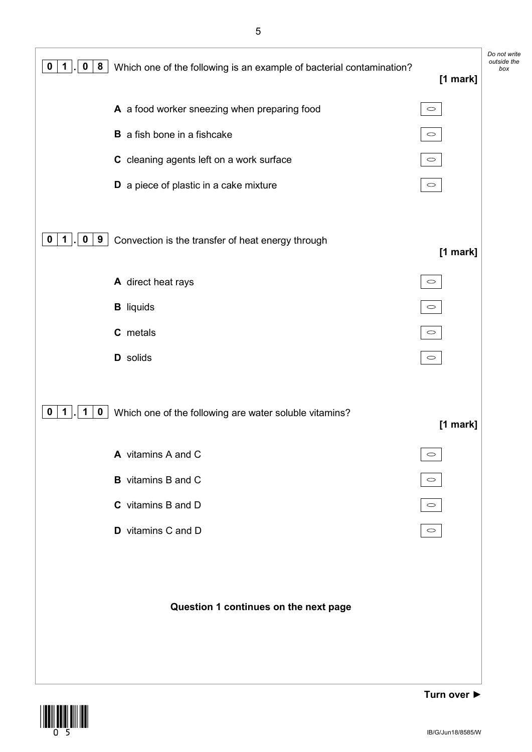**0 1 . 0 8** Which one of the following is an example of bacterial contamination? **[1 mark]**

- **A** a food worker sneezing when preparing food
- **B** a fish bone in a fishcake
- **C** cleaning agents left on a work surface
- **D** a piece of plastic in a cake mixture

**0 1 . 0 9** Convection is the transfer of heat energy through **[1 mark]**

- **A** direct heat rays
- **B** liquids
- **C** metals
- **D** solids

**0 1 . 1 0** Which one of the following are water soluble vitamins? **[1 mark]**

- **A** vitamins A and C
- **B** vitamins B and C
- **C** vitamins B and D
- **D** vitamins C and D

**Question 1 continues on the next page**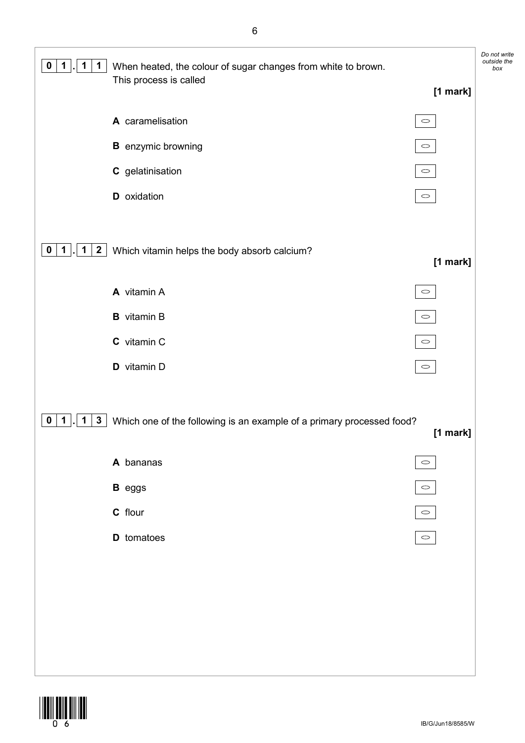**0 1 . 1 1** When heated, the colour of sugar changes from white to brown.
This process is called

**[1 mark]**

**A** caramelisation

**B** enzymic browning

**C** gelatinisation

**D** oxidation

**0 1 . 1 2** Which vitamin helps the body absorb calcium?

**[1 mark]**

**A** vitamin A

**B** vitamin B

**C** vitamin C

**D** vitamin D

**0 1 . 1 3** Which one of the following is an example of a primary processed food?

**[1 mark]**

**A** bananas

**B** eggs

**C** flour

**D** tomatoes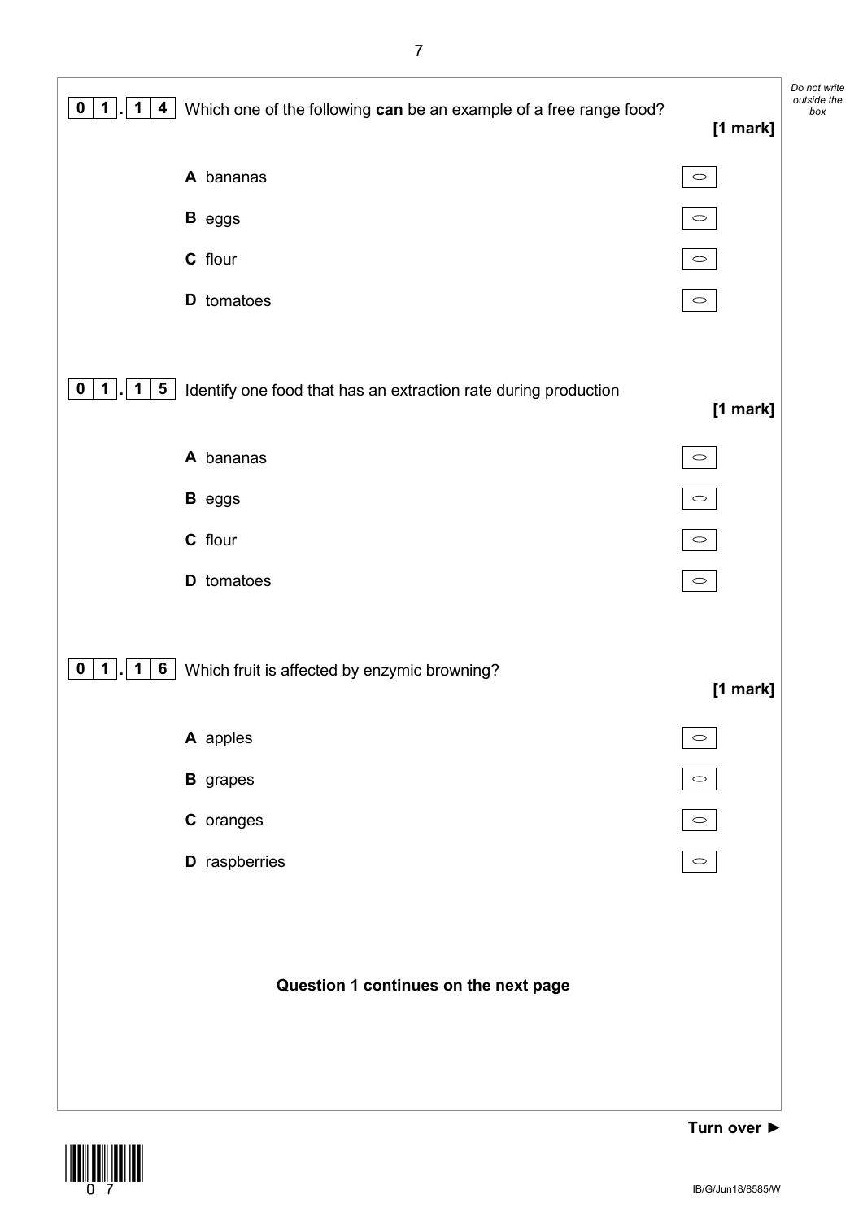**0 1 . 1 4** Which one of the following **can** be an example of a free range food?

**[1 mark]**

**A** bananas ○

**B** eggs ○

**C** flour ○

**D** tomatoes ○

**0 1 . 1 5** Identify one food that has an extraction rate during production

**[1 mark]**

**A** bananas ○

**B** eggs ○

**C** flour ○

**D** tomatoes ○

**0 1 . 1 6** Which fruit is affected by enzymic browning?

**[1 mark]**

**A** apples ○

**B** grapes ○

**C** oranges ○

**D** raspberries ○

**Question 1 continues on the next page**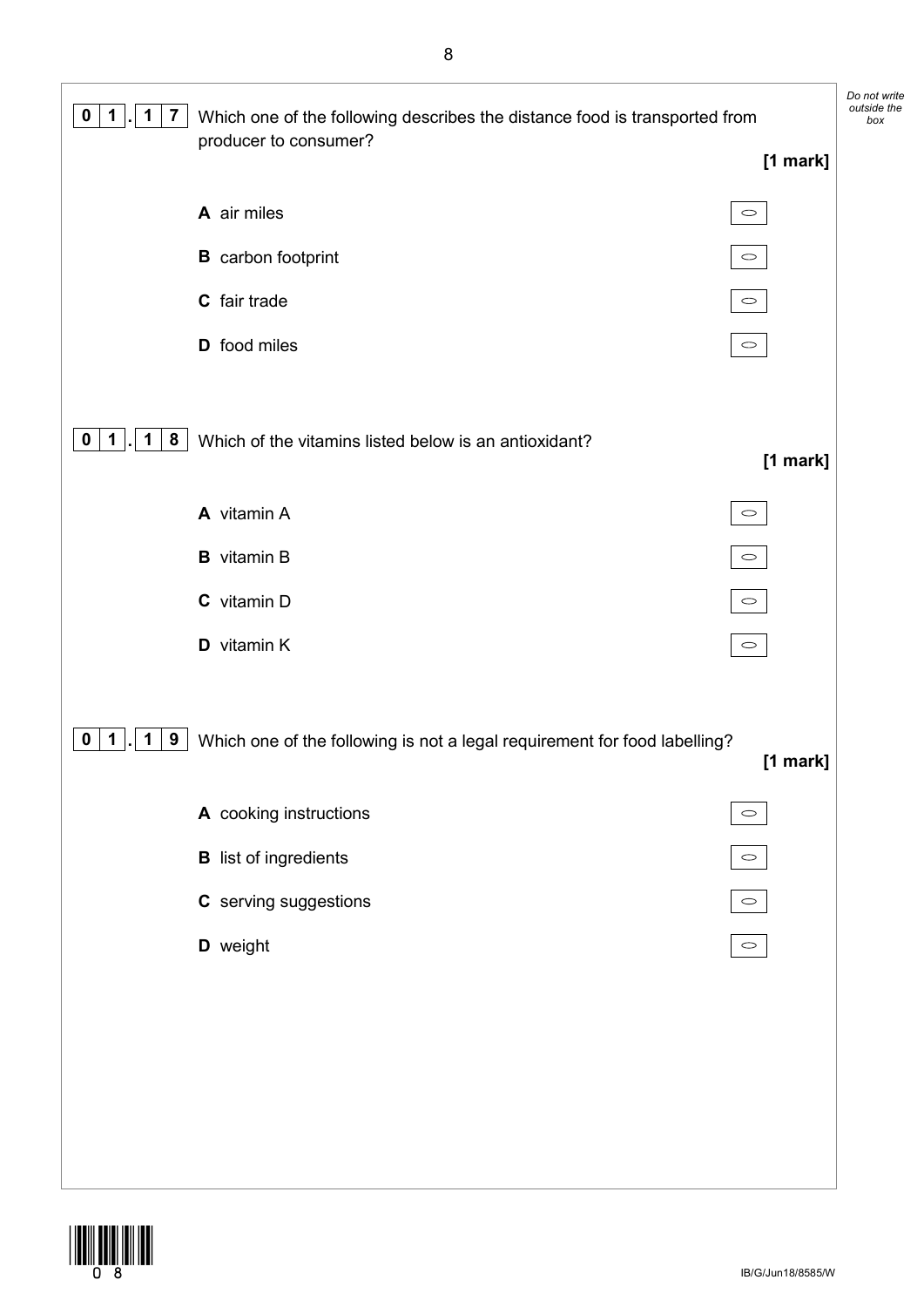**0 1 . 1 7** Which one of the following describes the distance food is transported from producer to consumer?

**[1 mark]**

**A** air miles

**B** carbon footprint

**C** fair trade

**D** food miles

**0 1 . 1 8** Which of the vitamins listed below is an antioxidant?

**[1 mark]**

**A** vitamin A

**B** vitamin B

**C** vitamin D

**D** vitamin K

**0 1 . 1 9** Which one of the following is not a legal requirement for food labelling?

**[1 mark]**

**A** cooking instructions

**B** list of ingredients

**C** serving suggestions

**D** weight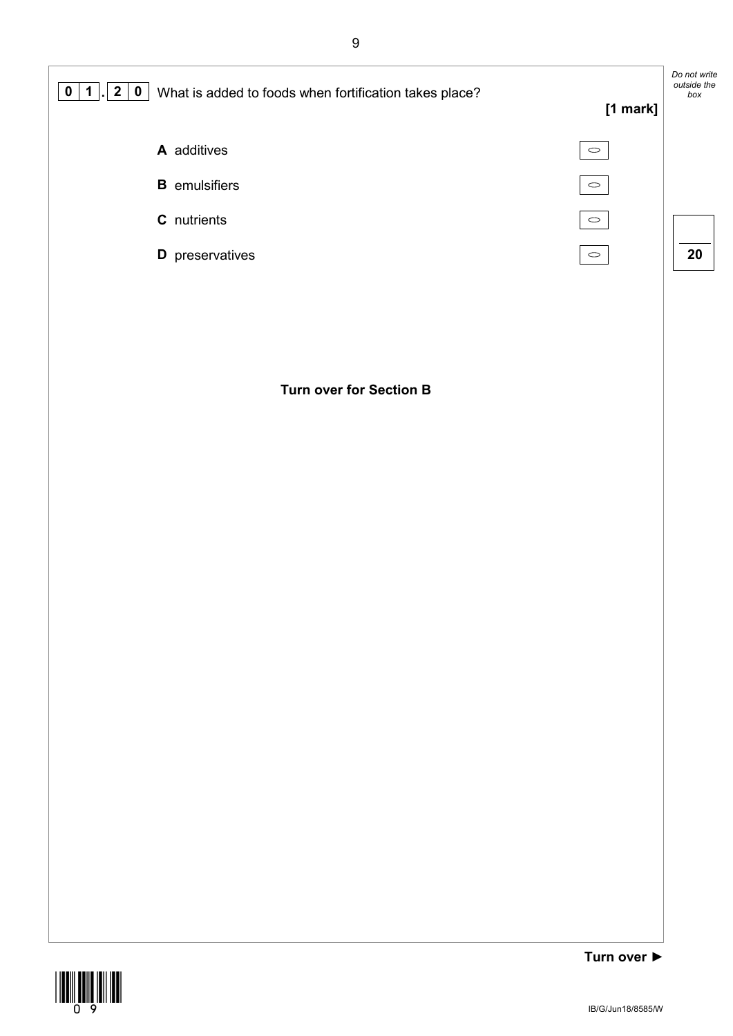**0 1 . 2 0** What is added to foods when fortification takes place?

**[1 mark]**

**A** additives ○

**B** emulsifiers ○

**C** nutrients ○

**D** preservatives ○

**Turn over for Section B**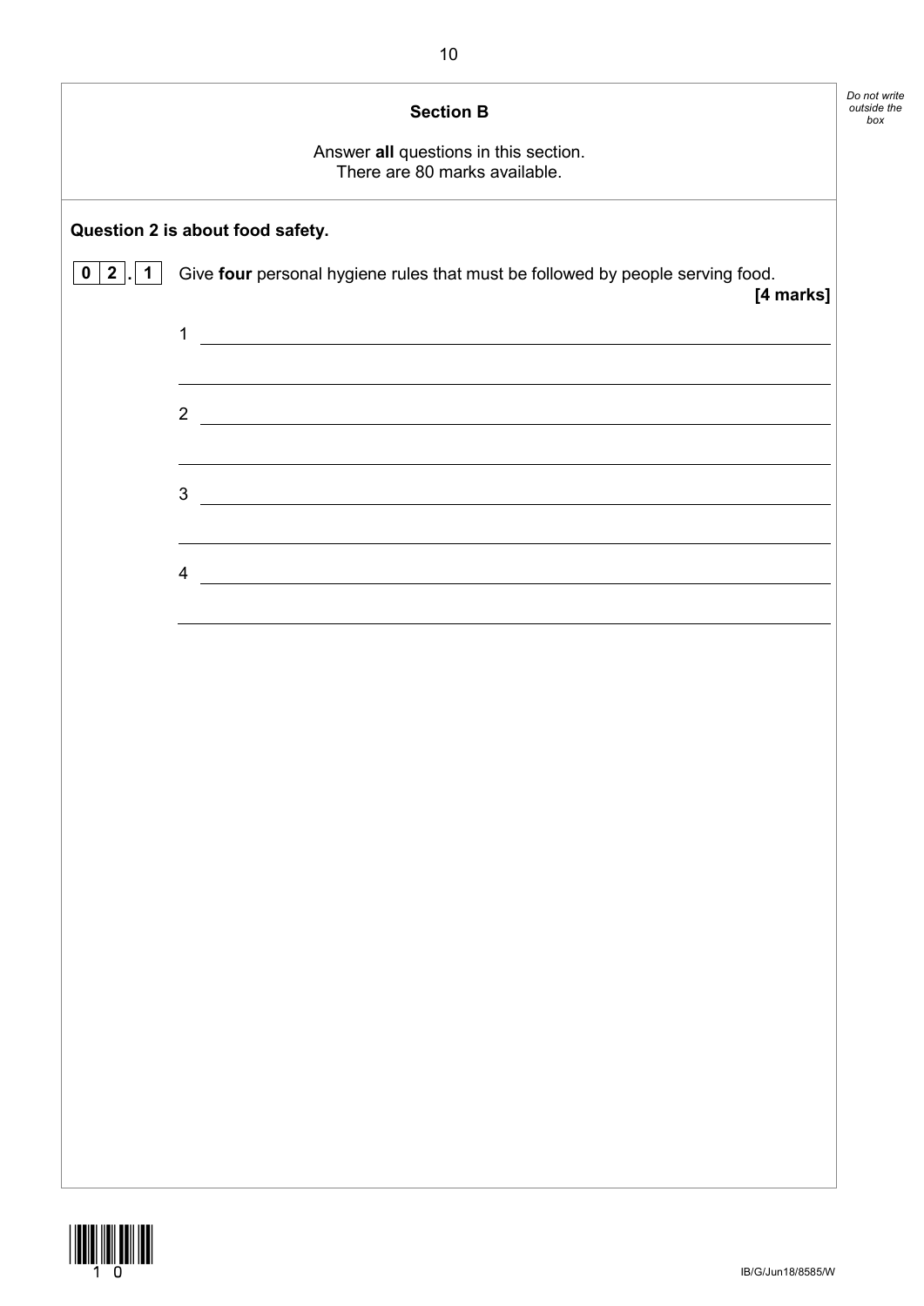## Section B

Answer **all** questions in this section.
There are 80 marks available.

**Question 2 is about food safety.**

**0 2 . 1** Give **four** personal hygiene rules that must be followed by people serving food.

**[4 marks]**

1 ______________________________________________

______________________________________________

2 ______________________________________________

______________________________________________

3 ______________________________________________

______________________________________________

4 ______________________________________________

______________________________________________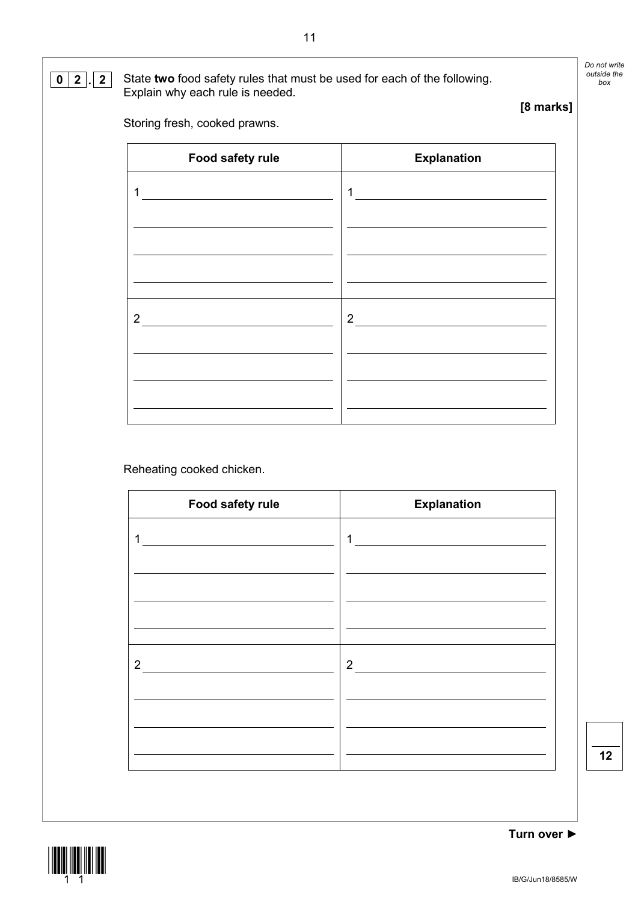**0 2 . 2** State **two** food safety rules that must be used for each of the following. Explain why each rule is needed.

**[8 marks]**

Storing fresh, cooked prawns.

| Food safety rule | Explanation |
|---|---|
| 1 | 1 |
| 2 | 2 |

Reheating cooked chicken.

| Food safety rule | Explanation |
|---|---|
| 1 | 1 |
| 2 | 2 |

*Do not write outside the box*

**12**

**Turn over ►**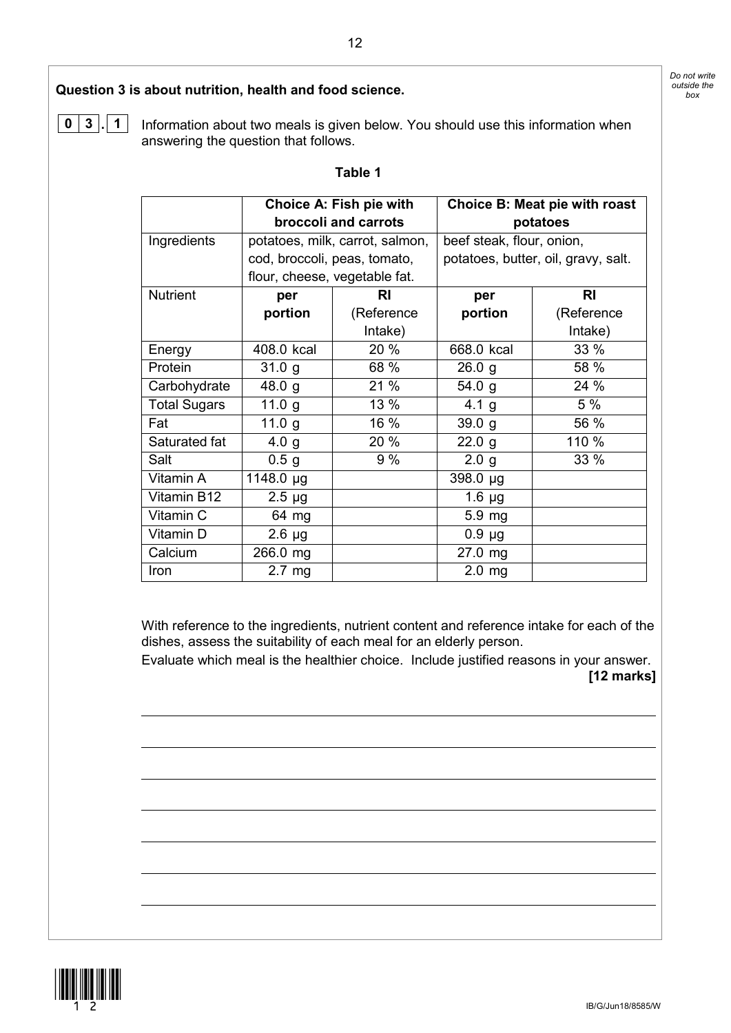**Question 3 is about nutrition, health and food science.**

**0 3 . 1** Information about two meals is given below. You should use this information when answering the question that follows.

**Table 1**

| | Choice A: Fish pie with broccoli and carrots | | Choice B: Meat pie with roast potatoes | |
|---|---|---|---|---|
| Ingredients | potatoes, milk, carrot, salmon, cod, broccoli, peas, tomato, flour, cheese, vegetable fat. | | beef steak, flour, onion, potatoes, butter, oil, gravy, salt. | |
| Nutrient | **per portion** | **RI** (Reference Intake) | **per portion** | **RI** (Reference Intake) |
| Energy | 408.0 kcal | 20 % | 668.0 kcal | 33 % |
| Protein | 31.0 g | 68 % | 26.0 g | 58 % |
| Carbohydrate | 48.0 g | 21 % | 54.0 g | 24 % |
| Total Sugars | 11.0 g | 13 % | 4.1 g | 5 % |
| Fat | 11.0 g | 16 % | 39.0 g | 56 % |
| Saturated fat | 4.0 g | 20 % | 22.0 g | 110 % |
| Salt | 0.5 g | 9 % | 2.0 g | 33 % |
| Vitamin A | 1148.0 µg | | 398.0 µg | |
| Vitamin B12 | 2.5 µg | | 1.6 µg | |
| Vitamin C | 64 mg | | 5.9 mg | |
| Vitamin D | 2.6 µg | | 0.9 µg | |
| Calcium | 266.0 mg | | 27.0 mg | |
| Iron | 2.7 mg | | 2.0 mg | |

With reference to the ingredients, nutrient content and reference intake for each of the dishes, assess the suitability of each meal for an elderly person.

Evaluate which meal is the healthier choice. Include justified reasons in your answer.

**[12 marks]**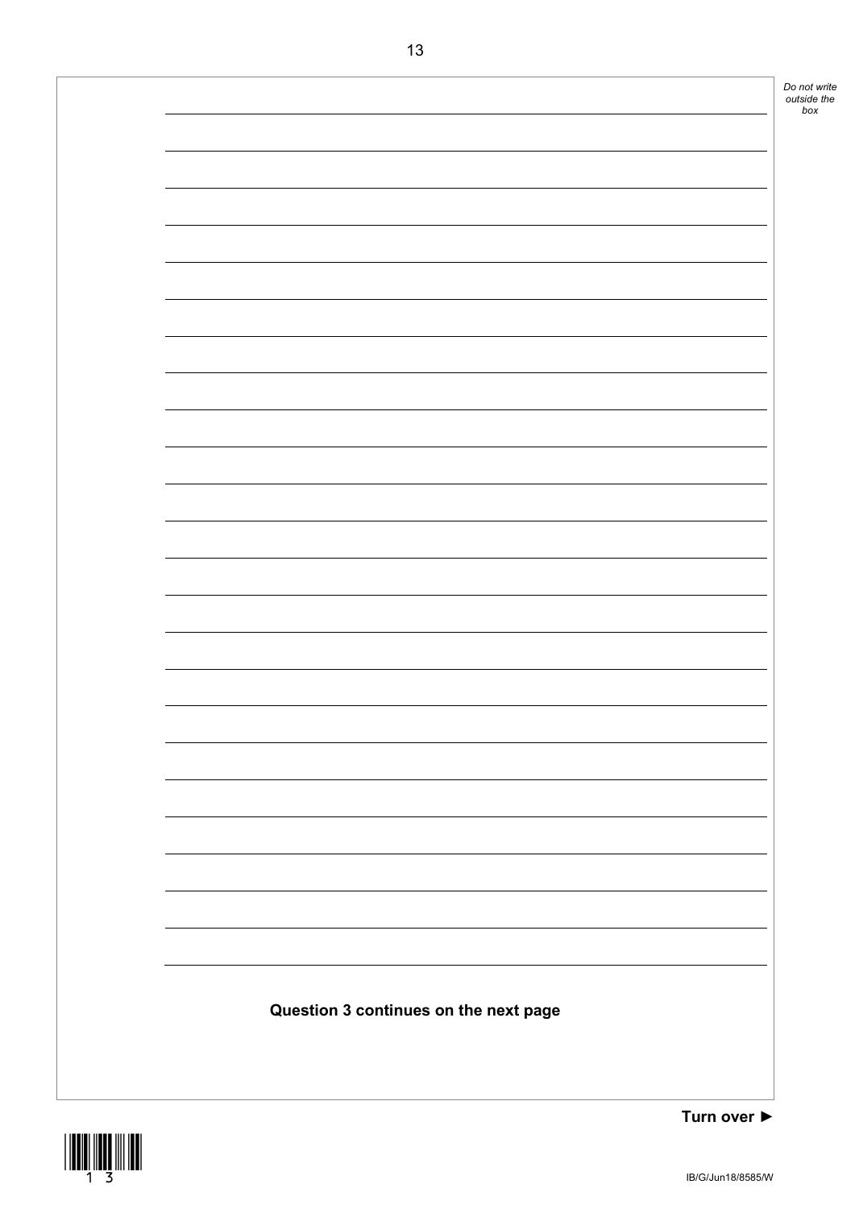**Question 3 continues on the next page**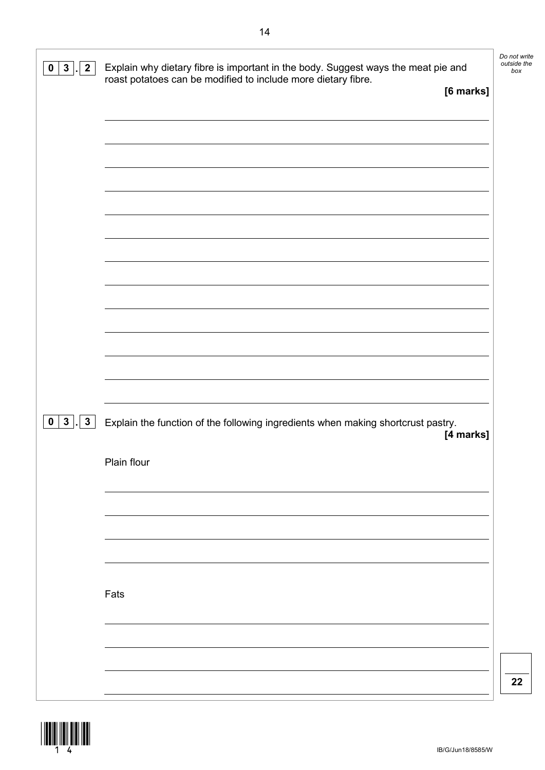**0 3 . 2** Explain why dietary fibre is important in the body. Suggest ways the meat pie and roast potatoes can be modified to include more dietary fibre.

**[6 marks]**

**0 3 . 3** Explain the function of the following ingredients when making shortcrust pastry.

**[4 marks]**

Plain flour

Fats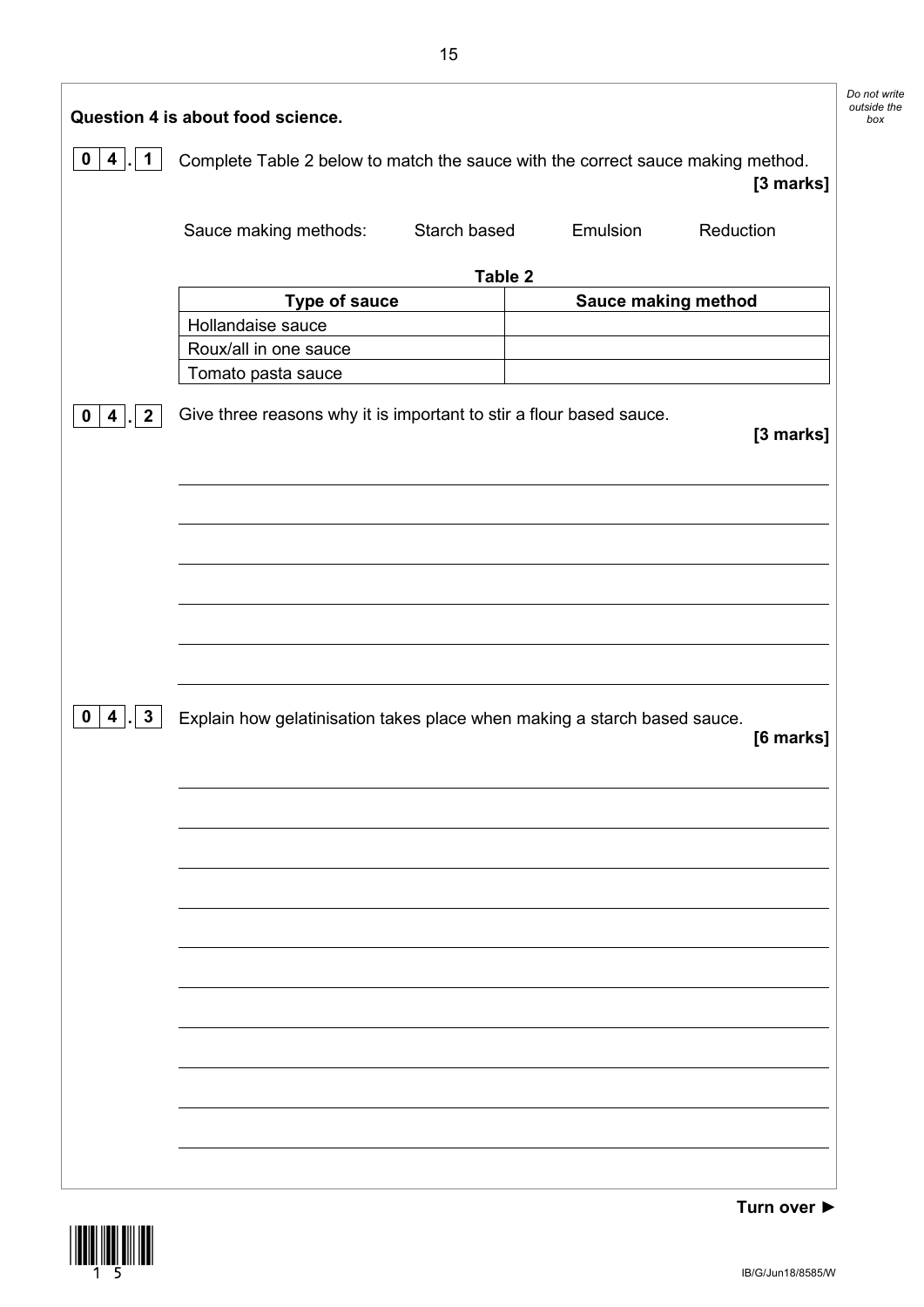**Question 4 is about food science.**

**0 4 . 1** Complete Table 2 below to match the sauce with the correct sauce making method. **[3 marks]**

Sauce making methods: Starch based Emulsion Reduction

**Table 2**

| Type of sauce | Sauce making method |
| --- | --- |
| Hollandaise sauce | |
| Roux/all in one sauce | |
| Tomato pasta sauce | |

**0 4 . 2** Give three reasons why it is important to stir a flour based sauce. **[3 marks]**

**0 4 . 3** Explain how gelatinisation takes place when making a starch based sauce. **[6 marks]**

**Turn over ►**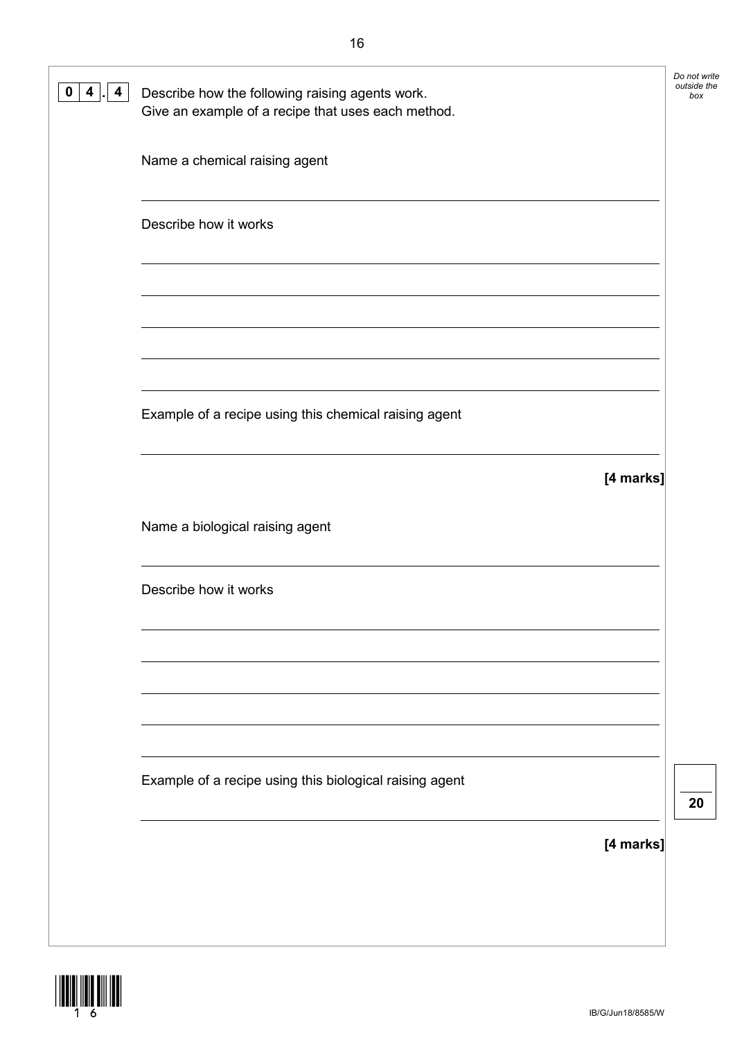**0 4 . 4** Describe how the following raising agents work.
Give an example of a recipe that uses each method.

Name a chemical raising agent

_______________________________________________

Describe how it works

_______________________________________________

_______________________________________________

_______________________________________________

_______________________________________________

_______________________________________________

Example of a recipe using this chemical raising agent

_______________________________________________

**[4 marks]**

Name a biological raising agent

_______________________________________________

Describe how it works

_______________________________________________

_______________________________________________

_______________________________________________

_______________________________________________

_______________________________________________

Example of a recipe using this biological raising agent

_______________________________________________

**[4 marks]**

*Do not write outside the box*

**20**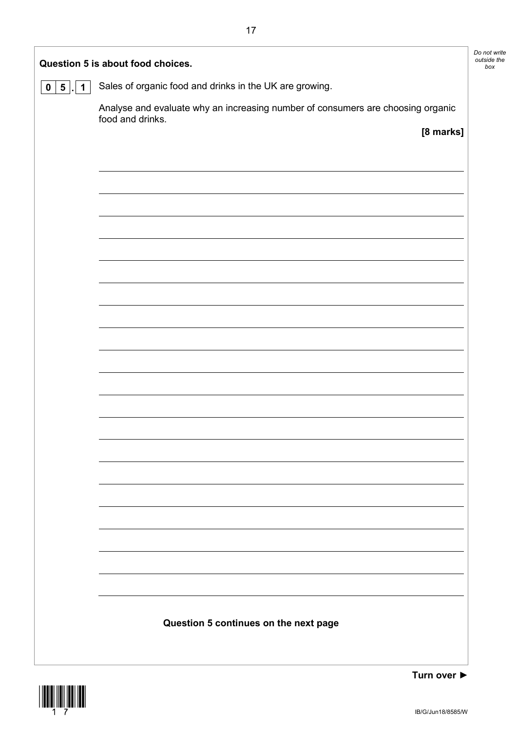**Question 5 is about food choices.**

**0 5 . 1** Sales of organic food and drinks in the UK are growing.

Analyse and evaluate why an increasing number of consumers are choosing organic food and drinks.

**[8 marks]**

**Question 5 continues on the next page**

**Turn over ►**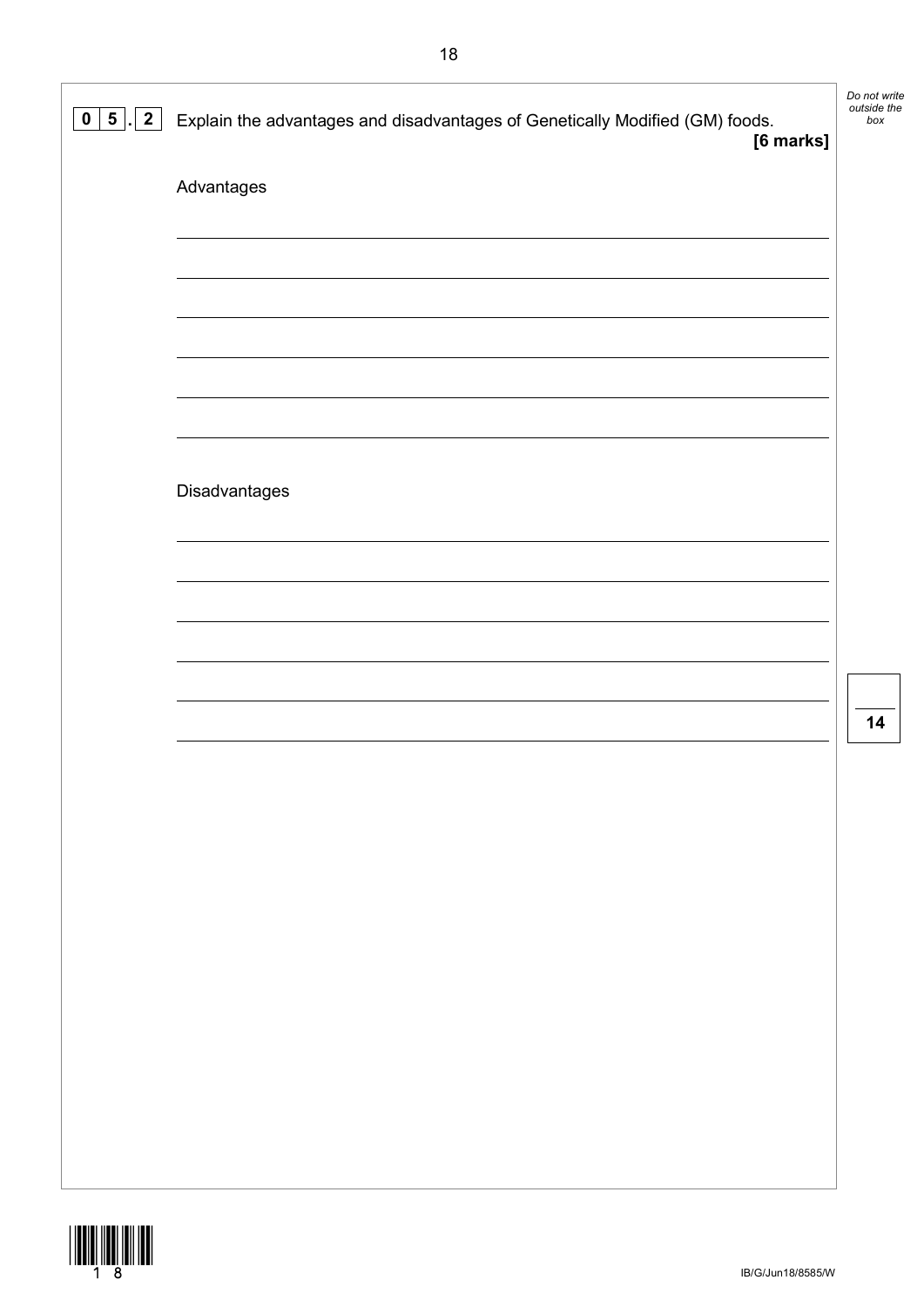**0 5 . 2** Explain the advantages and disadvantages of Genetically Modified (GM) foods. **[6 marks]**

Advantages

___________________________________________________________________________

___________________________________________________________________________

___________________________________________________________________________

___________________________________________________________________________

___________________________________________________________________________

___________________________________________________________________________

Disadvantages

___________________________________________________________________________

___________________________________________________________________________

___________________________________________________________________________

___________________________________________________________________________

___________________________________________________________________________

___________________________________________________________________________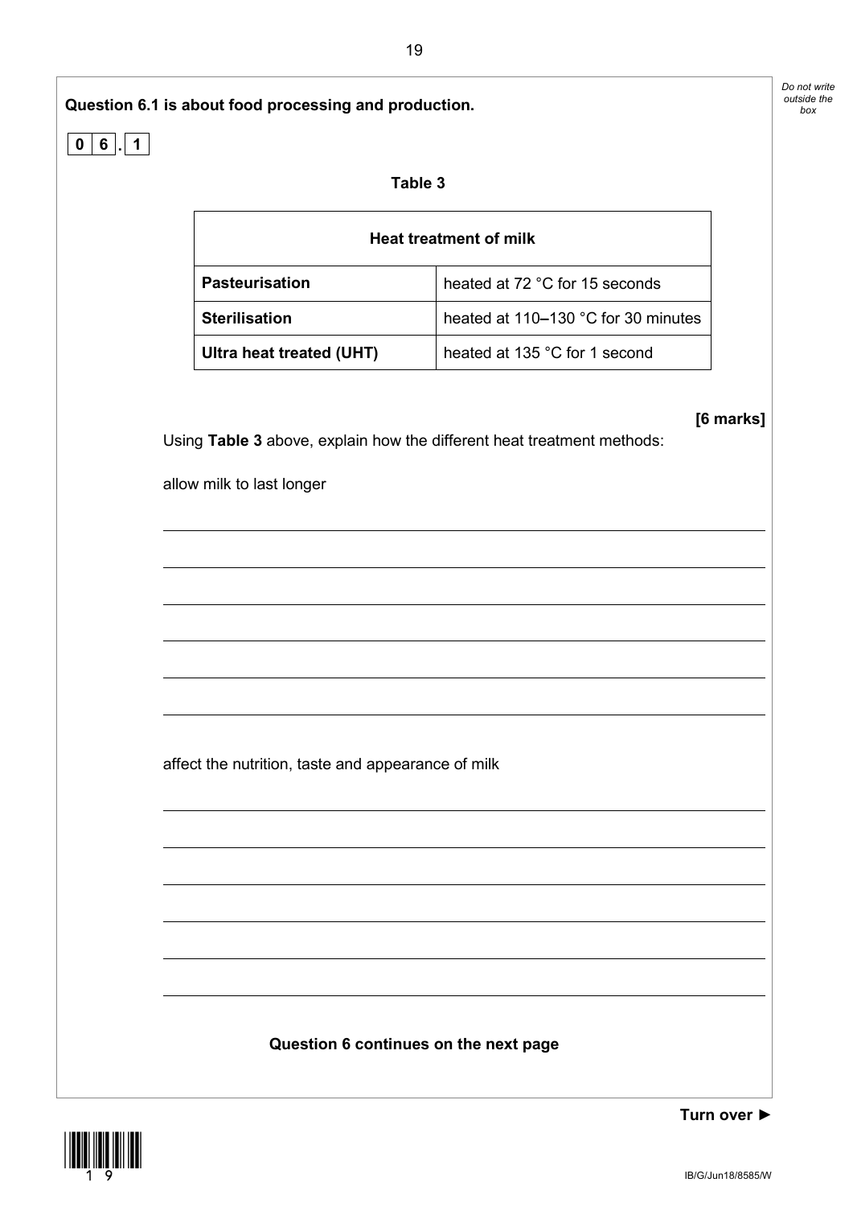**Question 6.1 is about food processing and production.**

**0 6 . 1**

**Table 3**

| **Heat treatment of milk** | |
|---|---|
| **Pasteurisation** | heated at 72 °C for 15 seconds |
| **Sterilisation** | heated at 110–130 °C for 30 minutes |
| **Ultra heat treated (UHT)** | heated at 135 °C for 1 second |

**[6 marks]**

Using **Table 3** above, explain how the different heat treatment methods:

allow milk to last longer

______________________________________________________________________

______________________________________________________________________

______________________________________________________________________

______________________________________________________________________

______________________________________________________________________

______________________________________________________________________

affect the nutrition, taste and appearance of milk

______________________________________________________________________

______________________________________________________________________

______________________________________________________________________

______________________________________________________________________

______________________________________________________________________

______________________________________________________________________

**Question 6 continues on the next page**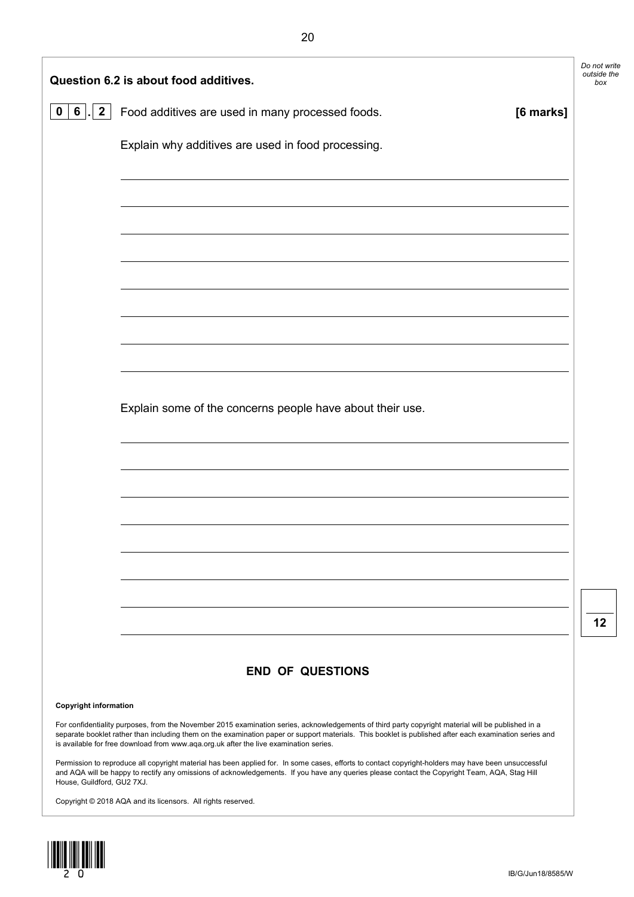**Question 6.2 is about food additives.**

**0 6 . 2** Food additives are used in many processed foods. **[6 marks]**

Explain why additives are used in food processing.

Explain some of the concerns people have about their use.

**12**

## END OF QUESTIONS

**Copyright information**

For confidentiality purposes, from the November 2015 examination series, acknowledgements of third party copyright material will be published in a separate booklet rather than including them on the examination paper or support materials. This booklet is published after each examination series and is available for free download from www.aqa.org.uk after the live examination series.

Permission to reproduce all copyright material has been applied for. In some cases, efforts to contact copyright-holders may have been unsuccessful and AQA will be happy to rectify any omissions of acknowledgements. If you have any queries please contact the Copyright Team, AQA, Stag Hill House, Guildford, GU2 7XJ.

Copyright © 2018 AQA and its licensors. All rights reserved.